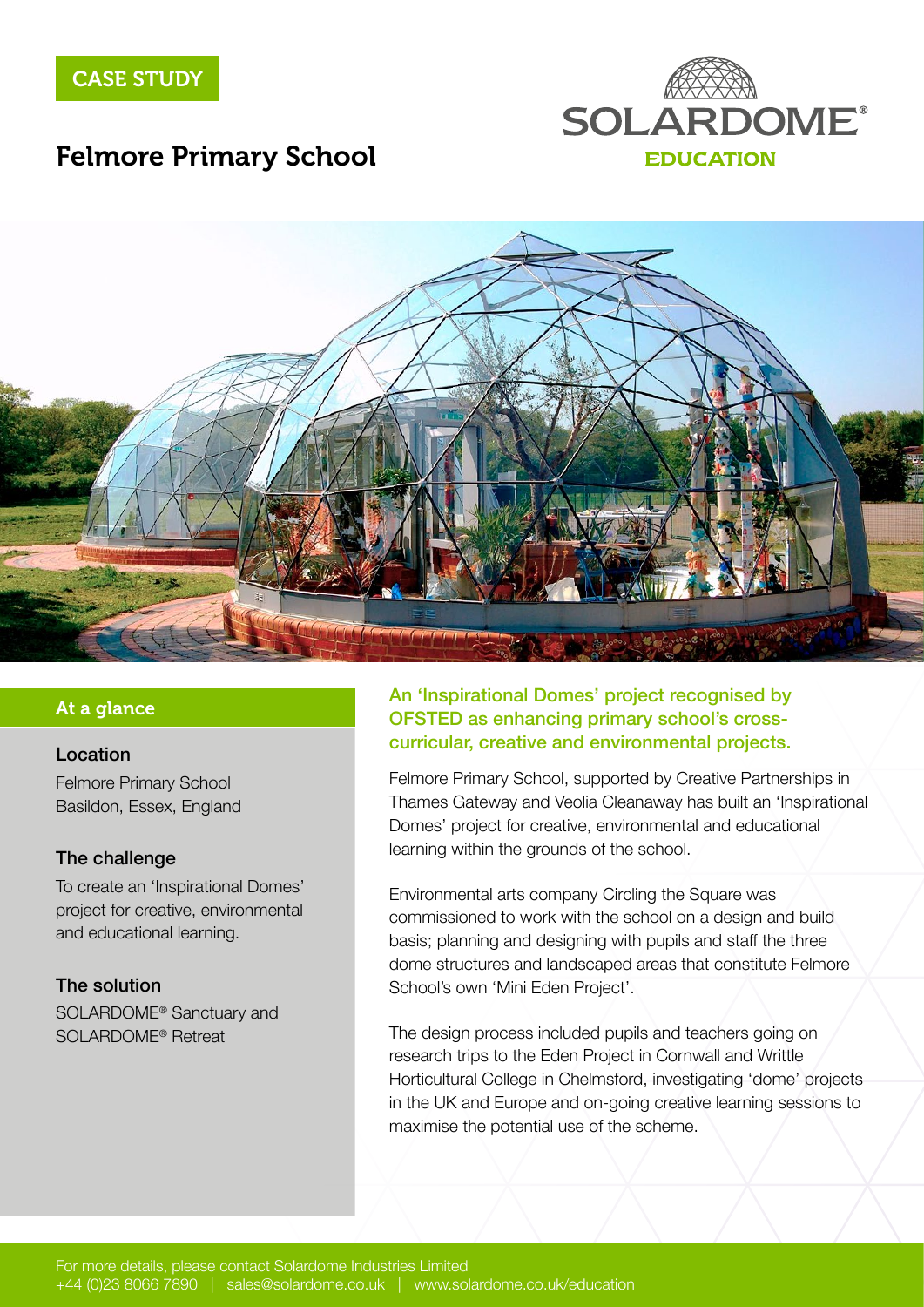CASE STUDY

# Felmore Primary School

SOLARDOME®
EDUCATION

## At a glance

### Location

Felmore Primary School
Basildon, Essex, England

### The challenge

To create an 'Inspirational Domes' project for creative, environmental and educational learning.

### The solution

SOLARDOME® Sanctuary and SOLARDOME® Retreat

## An 'Inspirational Domes' project recognised by OFSTED as enhancing primary school's cross-curricular, creative and environmental projects.

Felmore Primary School, supported by Creative Partnerships in Thames Gateway and Veolia Cleanaway has built an 'Inspirational Domes' project for creative, environmental and educational learning within the grounds of the school.

Environmental arts company Circling the Square was commissioned to work with the school on a design and build basis; planning and designing with pupils and staff the three dome structures and landscaped areas that constitute Felmore School's own 'Mini Eden Project'.

The design process included pupils and teachers going on research trips to the Eden Project in Cornwall and Writtle Horticultural College in Chelmsford, investigating 'dome' projects in the UK and Europe and on-going creative learning sessions to maximise the potential use of the scheme.

For more details, please contact Solardome Industries Limited
+44 (0)23 8066 7890 | sales@solardome.co.uk | www.solardome.co.uk/education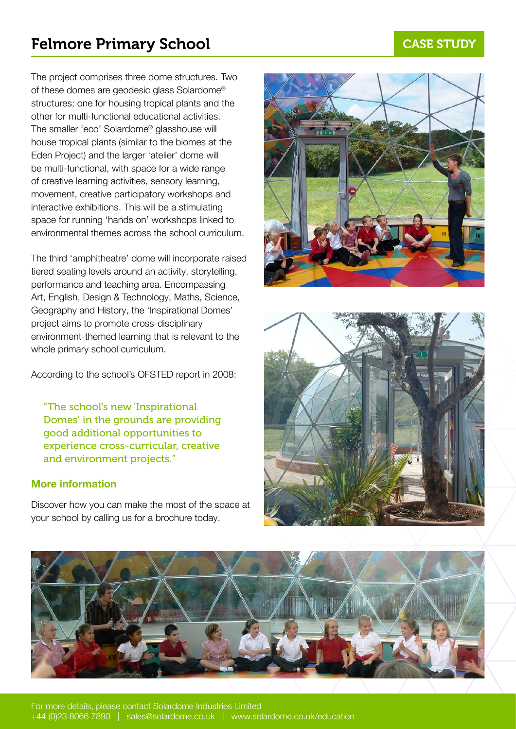# Felmore Primary School

CASE STUDY

The project comprises three dome structures. Two of these domes are geodesic glass Solardome® structures; one for housing tropical plants and the other for multi-functional educational activities. The smaller 'eco' Solardome® glasshouse will house tropical plants (similar to the biomes at the Eden Project) and the larger 'atelier' dome will be multi-functional, with space for a wide range of creative learning activities, sensory learning, movement, creative participatory workshops and interactive exhibitions. This will be a stimulating space for running 'hands on' workshops linked to environmental themes across the school curriculum.

The third 'amphitheatre' dome will incorporate raised tiered seating levels around an activity, storytelling, performance and teaching area. Encompassing Art, English, Design & Technology, Maths, Science, Geography and History, the 'Inspirational Domes' project aims to promote cross-disciplinary environment-themed learning that is relevant to the whole primary school curriculum.

According to the school's OFSTED report in 2008:

> "The school's new 'Inspirational Domes' in the grounds are providing good additional opportunities to experience cross-curricular, creative and environment projects."

## More information

Discover how you can make the most of the space at your school by calling us for a brochure today.

For more details, please contact Solardome Industries Limited
+44 (0)23 8066 7890 | sales@solardome.co.uk | www.solardome.co.uk/education